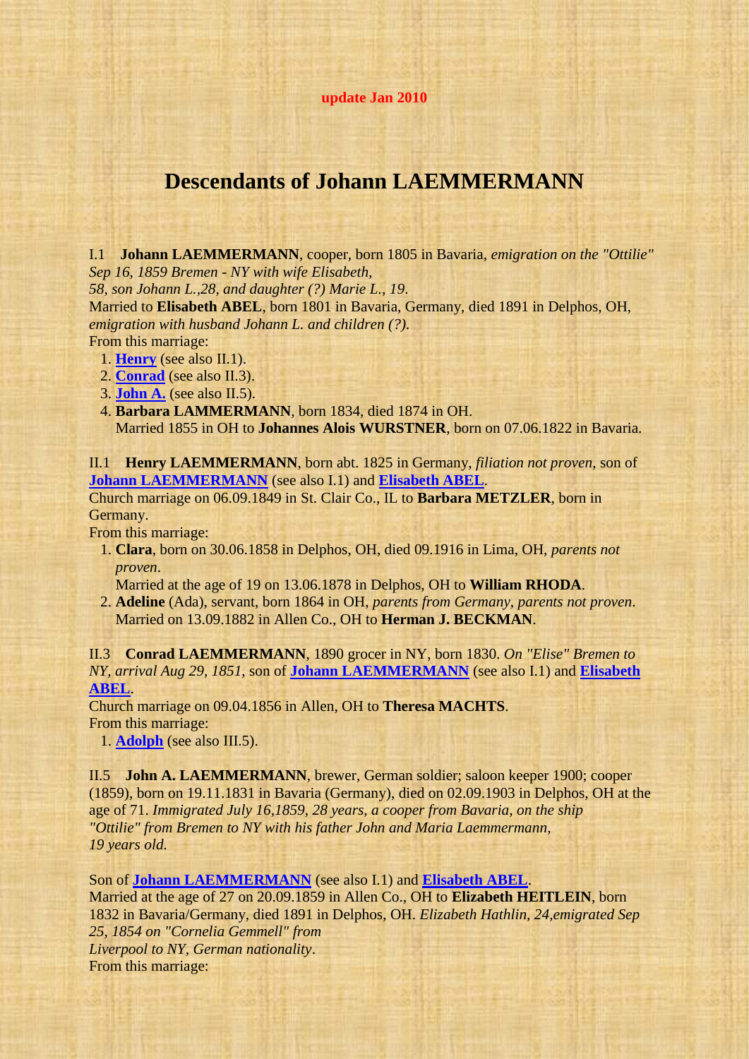**update Jan 2010**

# Descendants of Johann LAEMMERMANN

I.1 **Johann LAEMMERMANN**, cooper, born 1805 in Bavaria, *emigration on the "Ottilie" Sep 16, 1859 Bremen - NY with wife Elisabeth, 58, son Johann L.,28, and daughter (?) Marie L., 19*.
Married to **Elisabeth ABEL**, born 1801 in Bavaria, Germany, died 1891 in Delphos, OH, *emigration with husband Johann L. and children (?).*
From this marriage:

1. **Henry** (see also II.1).
2. **Conrad** (see also II.3).
3. **John A.** (see also II.5).
4. **Barbara LAMMERMANN**, born 1834, died 1874 in OH.
   Married 1855 in OH to **Johannes Alois WURSTNER**, born on 07.06.1822 in Bavaria.

II.1 **Henry LAEMMERMANN**, born abt. 1825 in Germany, *filiation not proven*, son of **Johann LAEMMERMANN** (see also I.1) and **Elisabeth ABEL**.
Church marriage on 06.09.1849 in St. Clair Co., IL to **Barbara METZLER**, born in Germany.
From this marriage:

1. **Clara**, born on 30.06.1858 in Delphos, OH, died 09.1916 in Lima, OH, *parents not proven*.
   Married at the age of 19 on 13.06.1878 in Delphos, OH to **William RHODA**.
2. **Adeline** (Ada), servant, born 1864 in OH, *parents from Germany*, *parents not proven*.
   Married on 13.09.1882 in Allen Co., OH to **Herman J. BECKMAN**.

II.3 **Conrad LAEMMERMANN**, 1890 grocer in NY, born 1830. *On "Elise" Bremen to NY, arrival Aug 29, 1851*, son of **Johann LAEMMERMANN** (see also I.1) and **Elisabeth ABEL**.
Church marriage on 09.04.1856 in Allen, OH to **Theresa MACHTS**.
From this marriage:

1. **Adolph** (see also III.5).

II.5 **John A. LAEMMERMANN**, brewer, German soldier; saloon keeper 1900; cooper (1859), born on 19.11.1831 in Bavaria (Germany), died on 02.09.1903 in Delphos, OH at the age of 71. *Immigrated July 16,1859, 28 years, a cooper from Bavaria, on the ship "Ottilie" from Bremen to NY with his father John and Maria Laemmermann, 19 years old.*

Son of **Johann LAEMMERMANN** (see also I.1) and **Elisabeth ABEL**.
Married at the age of 27 on 20.09.1859 in Allen Co., OH to **Elizabeth HEITLEIN**, born 1832 in Bavaria/Germany, died 1891 in Delphos, OH. *Elizabeth Hathlin, 24,emigrated Sep 25, 1854 on "Cornelia Gemmell" from Liverpool to NY, German nationality*.
From this marriage: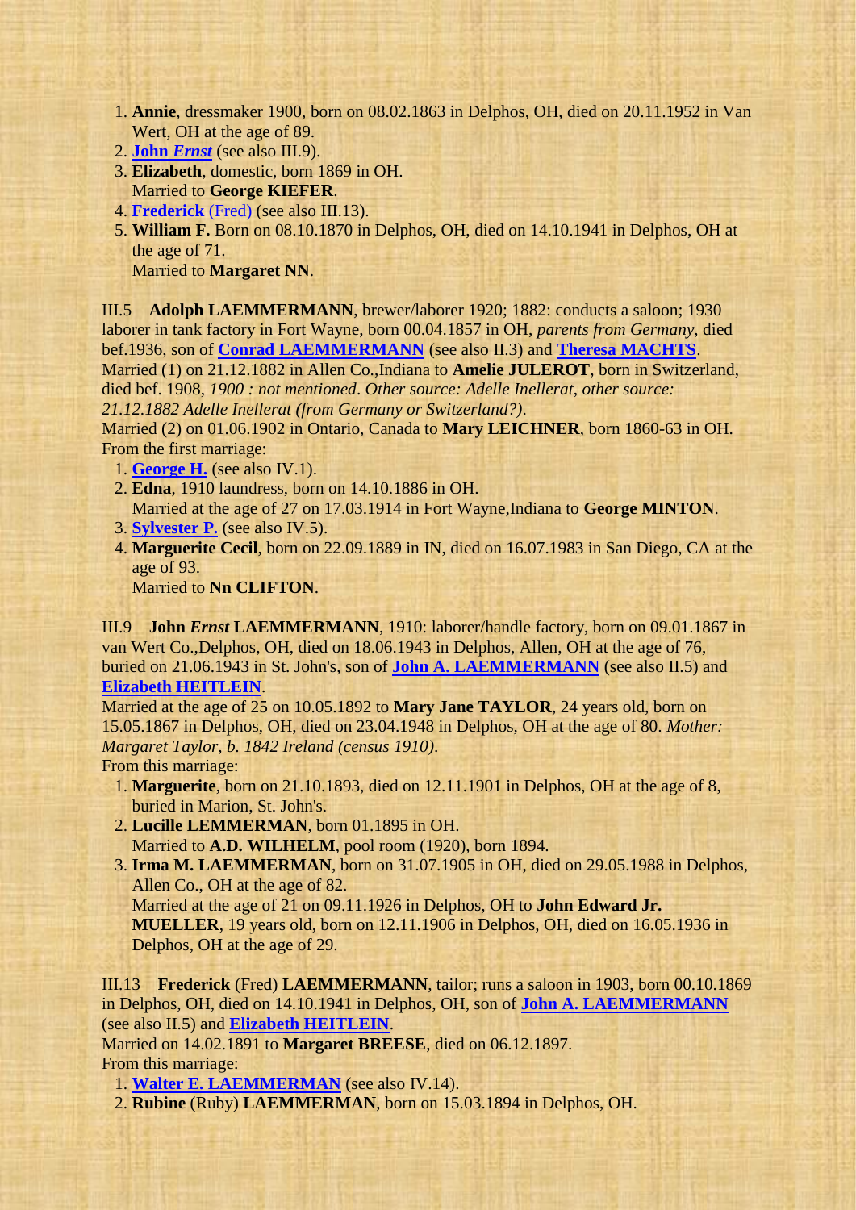1. **Annie**, dressmaker 1900, born on 08.02.1863 in Delphos, OH, died on 20.11.1952 in Van Wert, OH at the age of 89.
2. **John *Ernst*** (see also III.9).
3. **Elizabeth**, domestic, born 1869 in OH.
   Married to **George KIEFER**.
4. **Frederick** (Fred) (see also III.13).
5. **William F.** Born on 08.10.1870 in Delphos, OH, died on 14.10.1941 in Delphos, OH at the age of 71.
   Married to **Margaret NN**.

III.5 **Adolph LAEMMERMANN**, brewer/laborer 1920; 1882: conducts a saloon; 1930 laborer in tank factory in Fort Wayne, born 00.04.1857 in OH, *parents from Germany*, died bef.1936, son of **Conrad LAEMMERMANN** (see also II.3) and **Theresa MACHTS**.
Married (1) on 21.12.1882 in Allen Co.,Indiana to **Amelie JULEROT**, born in Switzerland, died bef. 1908, *1900 : not mentioned*. *Other source: Adelle Inellerat, other source: 21.12.1882 Adelle Inellerat (from Germany or Switzerland?)*.
Married (2) on 01.06.1902 in Ontario, Canada to **Mary LEICHNER**, born 1860-63 in OH.
From the first marriage:

1. **George H.** (see also IV.1).
2. **Edna**, 1910 laundress, born on 14.10.1886 in OH.
   Married at the age of 27 on 17.03.1914 in Fort Wayne,Indiana to **George MINTON**.
3. **Sylvester P.** (see also IV.5).
4. **Marguerite Cecil**, born on 22.09.1889 in IN, died on 16.07.1983 in San Diego, CA at the age of 93.
   Married to **Nn CLIFTON**.

III.9 **John *Ernst* LAEMMERMANN**, 1910: laborer/handle factory, born on 09.01.1867 in van Wert Co.,Delphos, OH, died on 18.06.1943 in Delphos, Allen, OH at the age of 76, buried on 21.06.1943 in St. John's, son of **John A. LAEMMERMANN** (see also II.5) and **Elizabeth HEITLEIN**.
Married at the age of 25 on 10.05.1892 to **Mary Jane TAYLOR**, 24 years old, born on 15.05.1867 in Delphos, OH, died on 23.04.1948 in Delphos, OH at the age of 80. *Mother: Margaret Taylor, b. 1842 Ireland (census 1910)*.
From this marriage:

1. **Marguerite**, born on 21.10.1893, died on 12.11.1901 in Delphos, OH at the age of 8, buried in Marion, St. John's.
2. **Lucille LEMMERMAN**, born 01.1895 in OH.
   Married to **A.D. WILHELM**, pool room (1920), born 1894.
3. **Irma M. LAEMMERMAN**, born on 31.07.1905 in OH, died on 29.05.1988 in Delphos, Allen Co., OH at the age of 82.
   Married at the age of 21 on 09.11.1926 in Delphos, OH to **John Edward Jr. MUELLER**, 19 years old, born on 12.11.1906 in Delphos, OH, died on 16.05.1936 in Delphos, OH at the age of 29.

III.13 **Frederick** (Fred) **LAEMMERMANN**, tailor; runs a saloon in 1903, born 00.10.1869 in Delphos, OH, died on 14.10.1941 in Delphos, OH, son of **John A. LAEMMERMANN** (see also II.5) and **Elizabeth HEITLEIN**.
Married on 14.02.1891 to **Margaret BREESE**, died on 06.12.1897.
From this marriage:

1. **Walter E. LAEMMERMAN** (see also IV.14).
2. **Rubine** (Ruby) **LAEMMERMAN**, born on 15.03.1894 in Delphos, OH.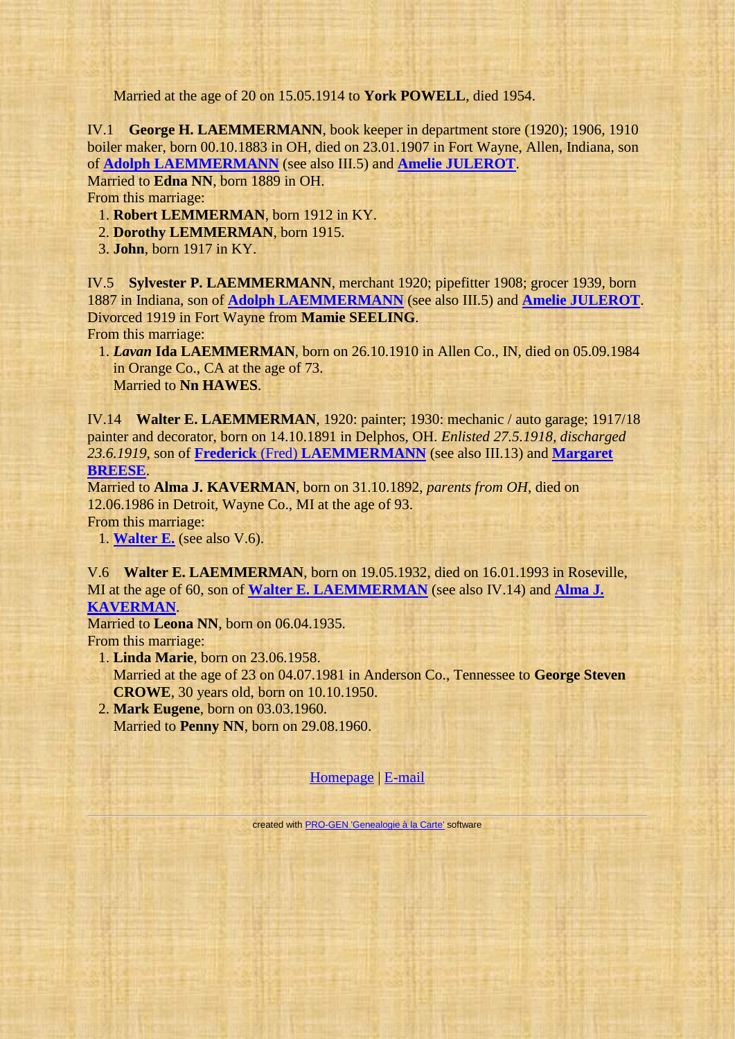Married at the age of 20 on 15.05.1914 to **York POWELL**, died 1954.

IV.1 **George H. LAEMMERMANN**, book keeper in department store (1920); 1906, 1910 boiler maker, born 00.10.1883 in OH, died on 23.01.1907 in Fort Wayne, Allen, Indiana, son of **Adolph LAEMMERMANN** (see also III.5) and **Amelie JULEROT**.
Married to **Edna NN**, born 1889 in OH.
From this marriage:

1. **Robert LEMMERMAN**, born 1912 in KY.
2. **Dorothy LEMMERMAN**, born 1915.
3. **John**, born 1917 in KY.

IV.5 **Sylvester P. LAEMMERMANN**, merchant 1920; pipefitter 1908; grocer 1939, born 1887 in Indiana, son of **Adolph LAEMMERMANN** (see also III.5) and **Amelie JULEROT**.
Divorced 1919 in Fort Wayne from **Mamie SEELING**.
From this marriage:

1. ***Lavan*** **Ida LAEMMERMAN**, born on 26.10.1910 in Allen Co., IN, died on 05.09.1984 in Orange Co., CA at the age of 73.
   Married to **Nn HAWES**.

IV.14 **Walter E. LAEMMERMAN**, 1920: painter; 1930: mechanic / auto garage; 1917/18 painter and decorator, born on 14.10.1891 in Delphos, OH. *Enlisted 27.5.1918, discharged 23.6.1919*, son of **Frederick** (Fred) **LAEMMERMANN** (see also III.13) and **Margaret BREESE**.
Married to **Alma J. KAVERMAN**, born on 31.10.1892, *parents from OH*, died on 12.06.1986 in Detroit, Wayne Co., MI at the age of 93.
From this marriage:

1. **Walter E.** (see also V.6).

V.6 **Walter E. LAEMMERMAN**, born on 19.05.1932, died on 16.01.1993 in Roseville, MI at the age of 60, son of **Walter E. LAEMMERMAN** (see also IV.14) and **Alma J. KAVERMAN**.
Married to **Leona NN**, born on 06.04.1935.
From this marriage:

1. **Linda Marie**, born on 23.06.1958.
   Married at the age of 23 on 04.07.1981 in Anderson Co., Tennessee to **George Steven CROWE**, 30 years old, born on 10.10.1950.
2. **Mark Eugene**, born on 03.03.1960.
   Married to **Penny NN**, born on 29.08.1960.

Homepage | E-mail

created with PRO-GEN 'Genealogie à la Carte' software